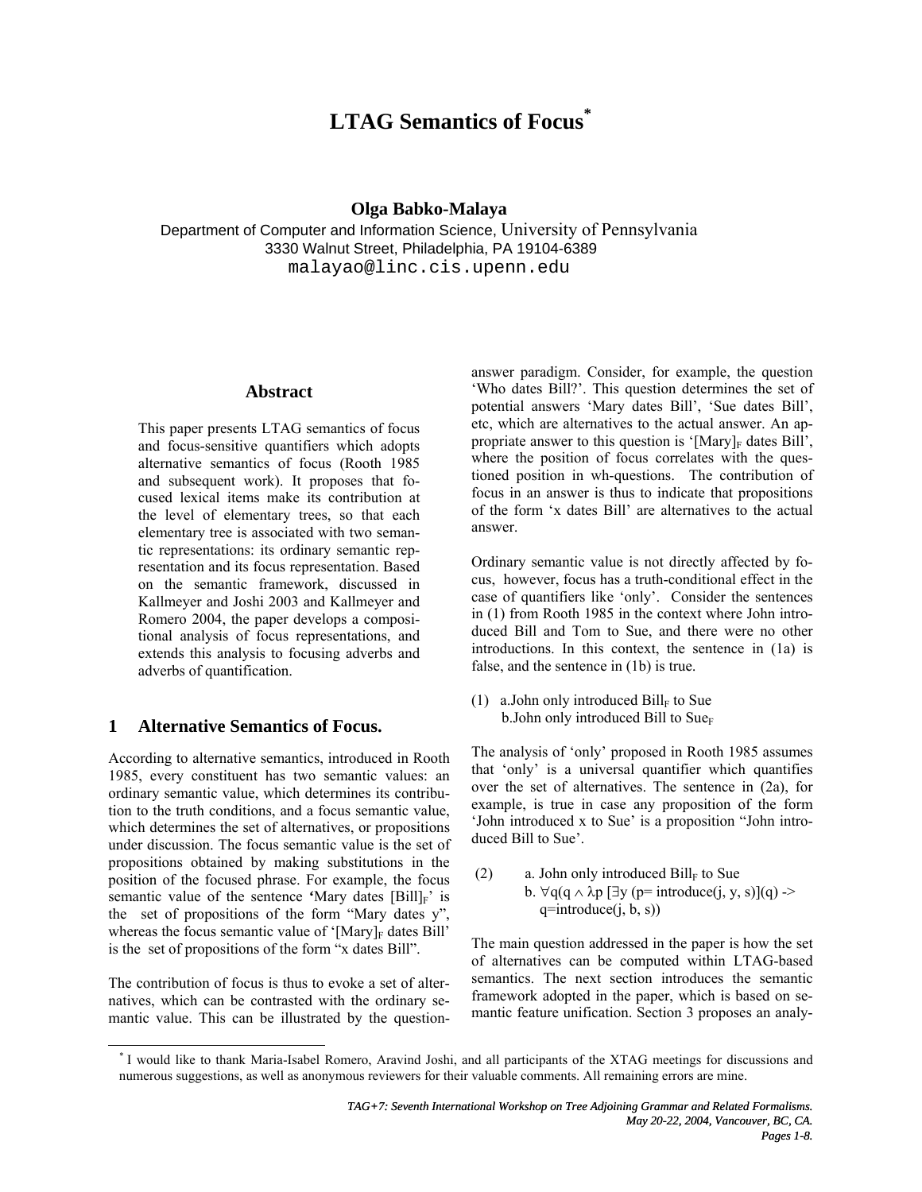# LTAG Semantics of Focus[*]

**Olga Babko-Malaya**

Department of Computer and Information Science, University of Pennsylvania
3330 Walnut Street, Philadelphia, PA 19104-6389
malayao@linc.cis.upenn.edu

## Abstract

This paper presents LTAG semantics of focus and focus-sensitive quantifiers which adopts alternative semantics of focus (Rooth 1985 and subsequent work). It proposes that focused lexical items make its contribution at the level of elementary trees, so that each elementary tree is associated with two semantic representations: its ordinary semantic representation and its focus representation. Based on the semantic framework, discussed in Kallmeyer and Joshi 2003 and Kallmeyer and Romero 2004, the paper develops a compositional analysis of focus representations, and extends this analysis to focusing adverbs and adverbs of quantification.

## 1 Alternative Semantics of Focus.

According to alternative semantics, introduced in Rooth 1985, every constituent has two semantic values: an ordinary semantic value, which determines its contribution to the truth conditions, and a focus semantic value, which determines the set of alternatives, or propositions under discussion. The focus semantic value is the set of propositions obtained by making substitutions in the position of the focused phrase. For example, the focus semantic value of the sentence 'Mary dates $[\text{Bill}]_F$' is the set of propositions of the form "Mary dates y", whereas the focus semantic value of '$[\text{Mary}]_F$ dates Bill' is the set of propositions of the form "x dates Bill".

The contribution of focus is thus to evoke a set of alternatives, which can be contrasted with the ordinary semantic value. This can be illustrated by the question-answer paradigm. Consider, for example, the question 'Who dates Bill?'. This question determines the set of potential answers 'Mary dates Bill', 'Sue dates Bill', etc, which are alternatives to the actual answer. An appropriate answer to this question is '$[\text{Mary}]_F$ dates Bill', where the position of focus correlates with the questioned position in wh-questions. The contribution of focus in an answer is thus to indicate that propositions of the form 'x dates Bill' are alternatives to the actual answer.

Ordinary semantic value is not directly affected by focus, however, focus has a truth-conditional effect in the case of quantifiers like 'only'. Consider the sentences in (1) from Rooth 1985 in the context where John introduced Bill and Tom to Sue, and there were no other introductions. In this context, the sentence in (1a) is false, and the sentence in (1b) is true.

(1) a.John only introduced $\text{Bill}_F$ to Sue
b.John only introduced Bill to $\text{Sue}_F$

The analysis of 'only' proposed in Rooth 1985 assumes that 'only' is a universal quantifier which quantifies over the set of alternatives. The sentence in (2a), for example, is true in case any proposition of the form 'John introduced x to Sue' is a proposition "John introduced Bill to Sue'.

(2) a. John only introduced $\text{Bill}_F$ to Sue
b. $\forall q(q \wedge \lambda p\ [\exists y\ (p= \text{introduce}(j, y, s)](q) \text{ -> } q=\text{introduce}(j, b, s))$

The main question addressed in the paper is how the set of alternatives can be computed within LTAG-based semantics. The next section introduces the semantic framework adopted in the paper, which is based on semantic feature unification. Section 3 proposes an analy-

[*] I would like to thank Maria-Isabel Romero, Aravind Joshi, and all participants of the XTAG meetings for discussions and numerous suggestions, as well as anonymous reviewers for their valuable comments. All remaining errors are mine.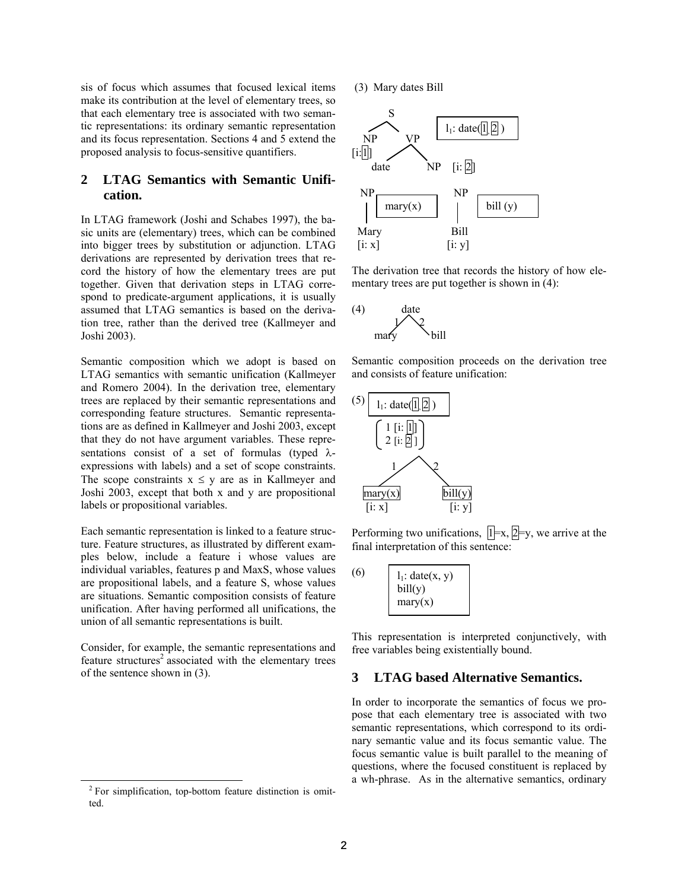sis of focus which assumes that focused lexical items make its contribution at the level of elementary trees, so that each elementary tree is associated with two semantic representations: its ordinary semantic representation and its focus representation. Sections 4 and 5 extend the proposed analysis to focus-sensitive quantifiers.

## 2 LTAG Semantics with Semantic Unification.

In LTAG framework (Joshi and Schabes 1997), the basic units are (elementary) trees, which can be combined into bigger trees by substitution or adjunction. LTAG derivations are represented by derivation trees that record the history of how the elementary trees are put together. Given that derivation steps in LTAG correspond to predicate-argument applications, it is usually assumed that LTAG semantics is based on the derivation tree, rather than the derived tree (Kallmeyer and Joshi 2003).

Semantic composition which we adopt is based on LTAG semantics with semantic unification (Kallmeyer and Romero 2004). In the derivation tree, elementary trees are replaced by their semantic representations and corresponding feature structures. Semantic representations are as defined in Kallmeyer and Joshi 2003, except that they do not have argument variables. These representations consist of a set of formulas (typed λ-expressions with labels) and a set of scope constraints. The scope constraints $x \leq y$ are as in Kallmeyer and Joshi 2003, except that both x and y are propositional labels or propositional variables.

Each semantic representation is linked to a feature structure. Feature structures, as illustrated by different examples below, include a feature i whose values are individual variables, features p and MaxS, whose values are propositional labels, and a feature S, whose values are situations. Semantic composition consists of feature unification. After having performed all unifications, the union of all semantic representations is built.

Consider, for example, the semantic representations and feature structures[2] associated with the elementary trees of the sentence shown in (3).

(3) Mary dates Bill

```
        S
       / \                 ┌────────────────┐
     NP   VP               │ l1: date(1, 2) │
  [i: 1]  / \              └────────────────┘
      date   NP  [i: 2]

  NP  ┌─────────┐        NP  ┌──────────┐
   |  │ mary(x) │         |  │ bill (y) │
  Mary└─────────┘        Bill└──────────┘
  [i: x]                 [i: y]
```

The derivation tree that records the history of how elementary trees are put together is shown in (4):

```
(4)      date
        1/  \2
      mary   bill
```

Semantic composition proceeds on the derivation tree and consists of feature unification:

```
(5)  ┌────────────────┐
     │ l1: date(1, 2) │
     └────────────────┘
       ( 1 [i: 1] )
       ( 2 [i: 2] )
          1 /  \ 2
      mary(x)   bill(y)
      [i: x]    [i: y]
```

Performing two unifications, $\boxed{1}$=x, $\boxed{2}$=y, we arrive at the final interpretation of this sentence:

```
(6)  ┌────────────────┐
     │ l1: date(x, y) │
     │ bill(y)        │
     │ mary(x)        │
     └────────────────┘
```

This representation is interpreted conjunctively, with free variables being existentially bound.

## 3 LTAG based Alternative Semantics.

In order to incorporate the semantics of focus we propose that each elementary tree is associated with two semantic representations, which correspond to its ordinary semantic value and its focus semantic value. The focus semantic value is built parallel to the meaning of questions, where the focused constituent is replaced by a wh-phrase. As in the alternative semantics, ordinary

[2] For simplification, top-bottom feature distinction is omitted.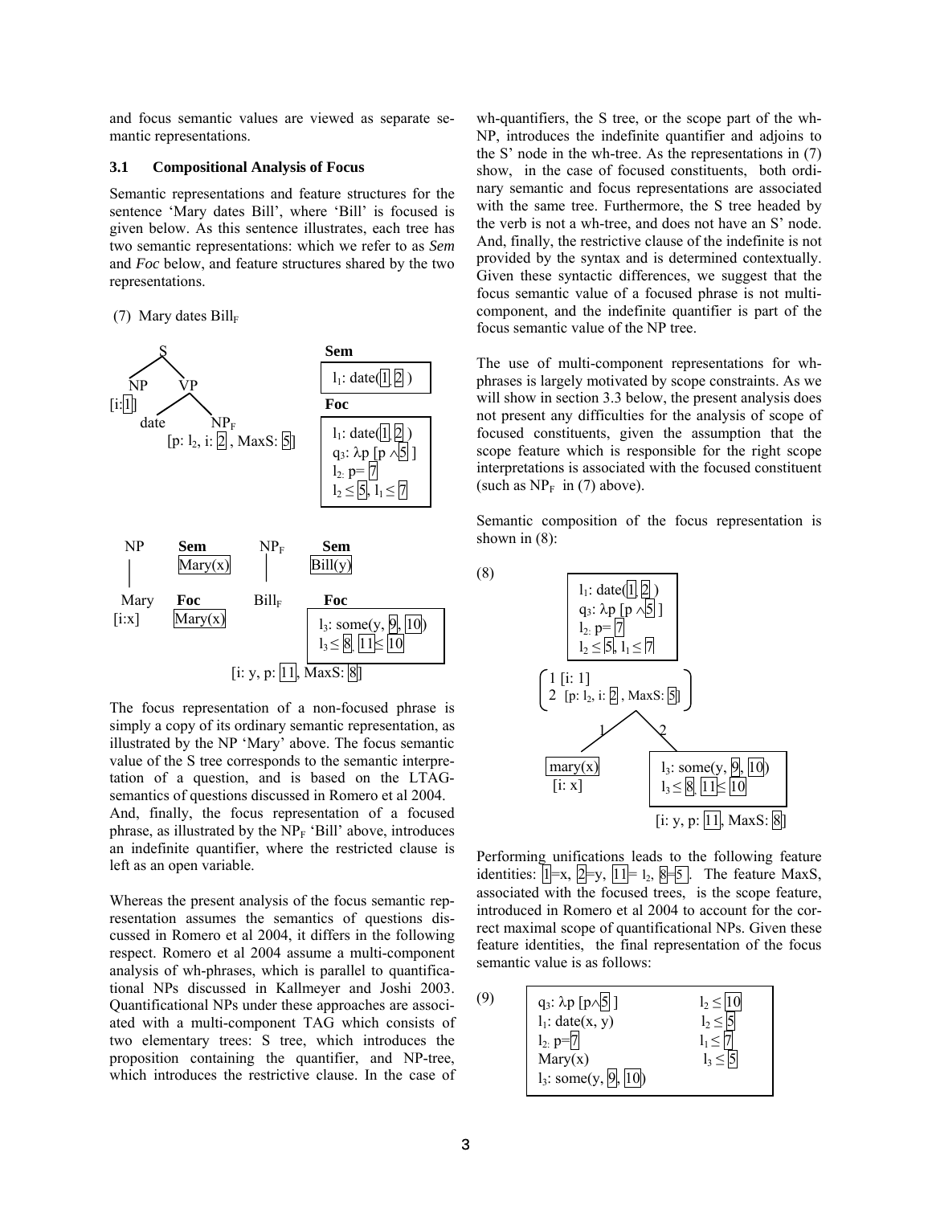and focus semantic values are viewed as separate semantic representations.

### 3.1 Compositional Analysis of Focus

Semantic representations and feature structures for the sentence 'Mary dates Bill', where 'Bill' is focused is given below. As this sentence illustrates, each tree has two semantic representations: which we refer to as *Sem* and *Foc* below, and feature structures shared by the two representations.

(7) Mary dates $\text{Bill}_F$

S tree: [S [NP [i: 1]] [VP date [$\text{NP}_F$ [p: $l_2$, i: 2, MaxS: 5]]]]

**Sem**

$l_1$: date(1, 2)

**Foc**

$l_1$: date(1, 2)
$q_3$: $\lambda p$ [p $\wedge$ 5]
$l_2$: p= 7
$l_2 \leq$ 5, $l_1 \leq$ 7

NP — Mary [i:x]

**Sem** Mary(x)

**Foc** Mary(x)

$\text{NP}_F$ — $\text{Bill}_F$

**Sem** Bill(y)

**Foc**

$l_3$: some(y, 9, 10)
$l_3 \leq$ 8, 11 $\leq$ 10

[i: y, p: 11, MaxS: 8]

The focus representation of a non-focused phrase is simply a copy of its ordinary semantic representation, as illustrated by the NP 'Mary' above. The focus semantic value of the S tree corresponds to the semantic interpretation of a question, and is based on the LTAG-semantics of questions discussed in Romero et al 2004. And, finally, the focus representation of a focused phrase, as illustrated by the $\text{NP}_F$ 'Bill' above, introduces an indefinite quantifier, where the restricted clause is left as an open variable.

Whereas the present analysis of the focus semantic representation assumes the semantics of questions discussed in Romero et al 2004, it differs in the following respect. Romero et al 2004 assume a multi-component analysis of wh-phrases, which is parallel to quantificational NPs discussed in Kallmeyer and Joshi 2003. Quantificational NPs under these approaches are associated with a multi-component TAG which consists of two elementary trees: S tree, which introduces the proposition containing the quantifier, and NP-tree, which introduces the restrictive clause. In the case of wh-quantifiers, the S tree, or the scope part of the wh-NP, introduces the indefinite quantifier and adjoins to the S' node in the wh-tree. As the representations in (7) show, in the case of focused constituents, both ordinary semantic and focus representations are associated with the same tree. Furthermore, the S tree headed by the verb is not a wh-tree, and does not have an S' node. And, finally, the restrictive clause of the indefinite is not provided by the syntax and is determined contextually. Given these syntactic differences, we suggest that the focus semantic value of a focused phrase is not multi-component, and the indefinite quantifier is part of the focus semantic value of the NP tree.

The use of multi-component representations for wh-phrases is largely motivated by scope constraints. As we will show in section 3.3 below, the present analysis does not present any difficulties for the analysis of scope of focused constituents, given the assumption that the scope feature which is responsible for the right scope interpretations is associated with the focused constituent (such as $\text{NP}_F$ in (7) above).

Semantic composition of the focus representation is shown in (8):

(8)

$l_1$: date(1, 2)
$q_3$: $\lambda p$ [p $\wedge$ 5]
$l_2$: p= 7
$l_2 \leq$ 5, $l_1 \leq$ 7

(1 [i: 1]
2 [p: $l_2$, i: 2, MaxS: 5])

Daughter 1: mary(x) [i: x]

Daughter 2: $l_3$: some(y, 9, 10); $l_3 \leq$ 8, 11 $\leq$ 10 [i: y, p: 11, MaxS: 8]

Performing unifications leads to the following feature identities: 1=x, 2=y, 11= $l_2$, 8=5. The feature MaxS, associated with the focused trees, is the scope feature, introduced in Romero et al 2004 to account for the correct maximal scope of quantificational NPs. Given these feature identities, the final representation of the focus semantic value is as follows:

(9)

| | |
|---|---|
| $q_3$: $\lambda p$ [p$\wedge$5] | $l_2 \leq$ 10 |
| $l_1$: date(x, y) | $l_2 \leq$ 5 |
| $l_2$: p=7 | $l_1 \leq$ 7 |
| Mary(x) | $l_3 \leq$ 5 |
| $l_3$: some(y, 9, 10) | |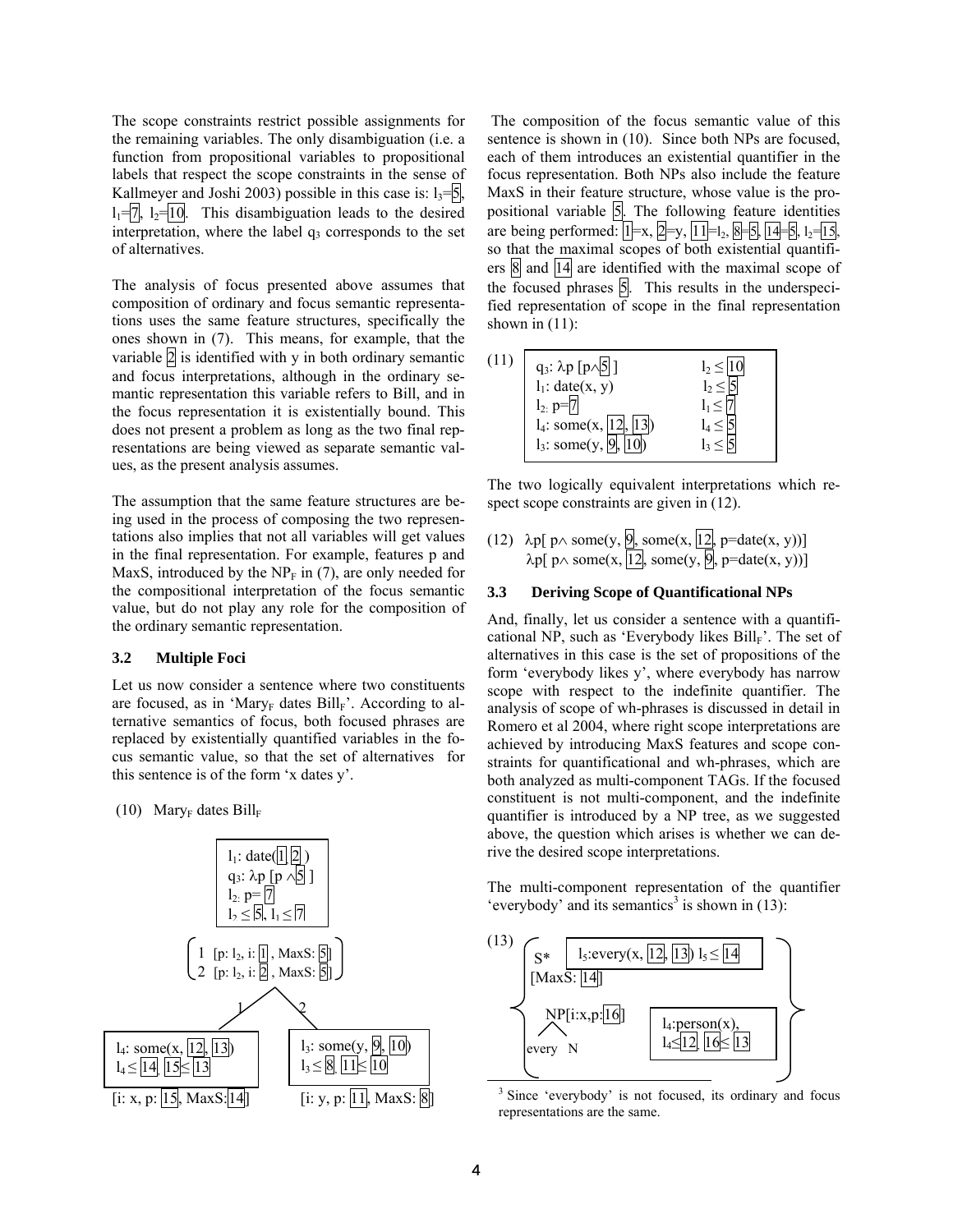The scope constraints restrict possible assignments for the remaining variables. The only disambiguation (i.e. a function from propositional variables to propositional labels that respect the scope constraints in the sense of Kallmeyer and Joshi 2003) possible in this case is: $l_3$=5, $l_1$=7, $l_2$=10. This disambiguation leads to the desired interpretation, where the label $q_3$ corresponds to the set of alternatives.

The analysis of focus presented above assumes that composition of ordinary and focus semantic representations uses the same feature structures, specifically the ones shown in (7). This means, for example, that the variable 2 is identified with y in both ordinary semantic and focus interpretations, although in the ordinary semantic representation this variable refers to Bill, and in the focus representation it is existentially bound. This does not present a problem as long as the two final representations are being viewed as separate semantic values, as the present analysis assumes.

The assumption that the same feature structures are being used in the process of composing the two representations also implies that not all variables will get values in the final representation. For example, features p and MaxS, introduced by the $NP_F$ in (7), are only needed for the compositional interpretation of the focus semantic value, but do not play any role for the composition of the ordinary semantic representation.

### 3.2 Multiple Foci

Let us now consider a sentence where two constituents are focused, as in '$Mary_F$ dates $Bill_F$'. According to alternative semantics of focus, both focused phrases are replaced by existentially quantified variables in the focus semantic value, so that the set of alternatives for this sentence is of the form 'x dates y'.

(10) $Mary_F$ dates $Bill_F$

```
        l1: date(1, 2)
        q3: λp [p ∧ 5]
        l2: p = 7
        l2 ≤ 5, l1 ≤ 7

   ( 1  [p: l2, i: 1, MaxS: 5] )
   ( 2  [p: l2, i: 2, MaxS: 5] )

              1 /    \ 2

l4: some(x, 12, 13)          l3: some(y, 9, 10)
l4 ≤ 14, 15 ≤ 13             l3 ≤ 8, 11 ≤ 10
[i: x, p: 15, MaxS: 14]      [i: y, p: 11, MaxS: 8]
```

The composition of the focus semantic value of this sentence is shown in (10). Since both NPs are focused, each of them introduces an existential quantifier in the focus representation. Both NPs also include the feature MaxS in their feature structure, whose value is the propositional variable 5. The following feature identities are being performed: 1=x, 2=y, 11=$l_2$, 8=5, 14=5, $l_2$=15, so that the maximal scopes of both existential quantifiers 8 and 14 are identified with the maximal scope of the focused phrases 5. This results in the underspecified representation of scope in the final representation shown in (11):

(11)

| | |
|---|---|
| $q_3$: λp [p∧5 ] | $l_2 \leq$ 10 |
| $l_1$: date(x, y) | $l_2 \leq$ 5 |
| $l_2$: p=7 | $l_1 \leq$ 7 |
| $l_4$: some(x, 12, 13) | $l_4 \leq$ 5 |
| $l_3$: some(y, 9, 10) | $l_3 \leq$ 5 |

The two logically equivalent interpretations which respect scope constraints are given in (12).

(12) λp[ p∧ some(y, 9, some(x, 12, p=date(x, y))]
λp[ p∧ some(x, 12, some(y, 9, p=date(x, y))]

### 3.3 Deriving Scope of Quantificational NPs

And, finally, let us consider a sentence with a quantificational NP, such as 'Everybody likes $Bill_F$'. The set of alternatives in this case is the set of propositions of the form 'everybody likes y', where everybody has narrow scope with respect to the indefinite quantifier. The analysis of scope of wh-phrases is discussed in detail in Romero et al 2004, where right scope interpretations are achieved by introducing MaxS features and scope constraints for quantificational and wh-phrases, which are both analyzed as multi-component TAGs. If the focused constituent is not multi-component, and the indefinite quantifier is introduced by a NP tree, as we suggested above, the question which arises is whether we can derive the desired scope interpretations.

The multi-component representation of the quantifier 'everybody' and its semantics[3] is shown in (13):

(13)

```
{  S*                 l5: every(x, 12, 13)  l5 ≤ 14
   [MaxS: 14]

   NP[i: x, p: 16]    l4: person(x),
     /\               l4 ≤ 12, 16 ≤ 13
   every  N                                          }
```

[3] Since 'everybody' is not focused, its ordinary and focus representations are the same.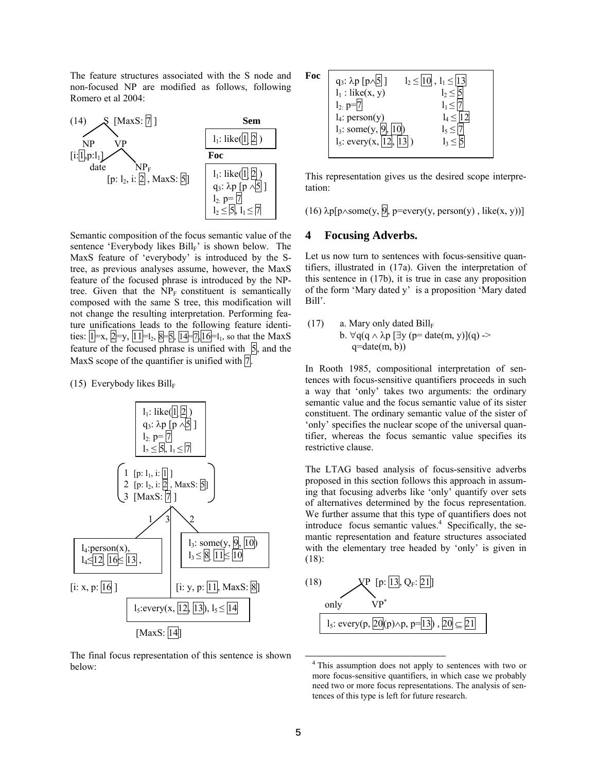The feature structures associated with the S node and non-focused NP are modified as follows, following Romero et al 2004:

(14) S [MaxS: [7] ]
NP [i:[1], p:$l_1$] — date
VP — $NP_F$ [p: $l_2$, i: [2], MaxS: [5]]

**Sem**

$l_1$: like([1], [2])

**Foc**

$l_1$: like([1], [2])
$q_3$: $\lambda$p [p $\wedge$[5] ]
$l_2$: p= [7]
$l_2 \leq$ [5], $l_1 \leq$ [7]

Semantic composition of the focus semantic value of the sentence 'Everybody likes $\text{Bill}_F$' is shown below. The MaxS feature of 'everybody' is introduced by the S-tree, as previous analyses assume, however, the MaxS feature of the focused phrase is introduced by the NP-tree. Given that the $NP_F$ constituent is semantically composed with the same S tree, this modification will not change the resulting interpretation. Performing feature unifications leads to the following feature identities: [1]=x, [2]=y, [11]=$l_2$, [8]=[5], [14]=[7], [16]=$l_1$, so that the MaxS feature of the focused phrase is unified with [5], and the MaxS scope of the quantifier is unified with [7].

(15) Everybody likes $\text{Bill}_F$

$l_1$: like([1], [2])
$q_3$: $\lambda$p [p $\wedge$[5] ]
$l_2$: p= [7]
$l_2 \leq$ [5], $l_1 \leq$ [7]

1 [p: $l_1$, i: [1] ]
2 [p: $l_2$, i: [2], MaxS: [5]]
3 [MaxS: [7] ]

$l_4$:person(x), $l_4 \leq$[12], [16]$\leq$ [13] ,
[i: x, p: [16] ]

$l_3$: some(y, [9], [10])
$l_3 \leq$ [8], [11]$\leq$ [10]
[i: y, p: [11], MaxS: [8]]

$l_5$:every(x, [12], [13]), $l_5 \leq$ [14]
[MaxS: [14]]

The final focus representation of this sentence is shown below:

**Foc**

$q_3$: $\lambda$p [p$\wedge$[5] ] $l_2 \leq$ [10] , $l_1 \leq$ [13]
$l_1$ : like(x, y) $l_2 \leq$ [5]
$l_2$: p=[7] $l_1 \leq$ [7]
$l_4$: person(y) $l_4 \leq$ [12]
$l_3$: some(y, [9], [10]) $l_5 \leq$ [7]
$l_5$: every(x, [12], [13] ) $l_3 \leq$ [5]

This representation gives us the desired scope interpretation:

(16) $\lambda$p[p$\wedge$some(y, [9], p=every(y, person(y) , like(x, y))]

## 4 Focusing Adverbs.

Let us now turn to sentences with focus-sensitive quantifiers, illustrated in (17a). Given the interpretation of this sentence in (17b), it is true in case any proposition of the form 'Mary dated y' is a proposition 'Mary dated Bill'.

(17) a. Mary only dated $\text{Bill}_F$
b. $\forall$q(q $\wedge$ $\lambda$p [$\exists$y (p= date(m, y)](q) -> q=date(m, b))

In Rooth 1985, compositional interpretation of sentences with focus-sensitive quantifiers proceeds in such a way that 'only' takes two arguments: the ordinary semantic value and the focus semantic value of its sister constituent. The ordinary semantic value of the sister of 'only' specifies the nuclear scope of the universal quantifier, whereas the focus semantic value specifies its restrictive clause.

The LTAG based analysis of focus-sensitive adverbs proposed in this section follows this approach in assuming that focusing adverbs like 'only' quantify over sets of alternatives determined by the focus representation. We further assume that this type of quantifiers does not introduce focus semantic values.[4] Specifically, the semantic representation and feature structures associated with the elementary tree headed by 'only' is given in (18):

(18) VP [p: [13], $Q_F$: [21]]
only VP*

$l_5$: every(p, [20](p)$\wedge$p, p=[13]) , [20] $\subseteq$ [21]

[4] This assumption does not apply to sentences with two or more focus-sensitive quantifiers, in which case we probably need two or more focus representations. The analysis of sentences of this type is left for future research.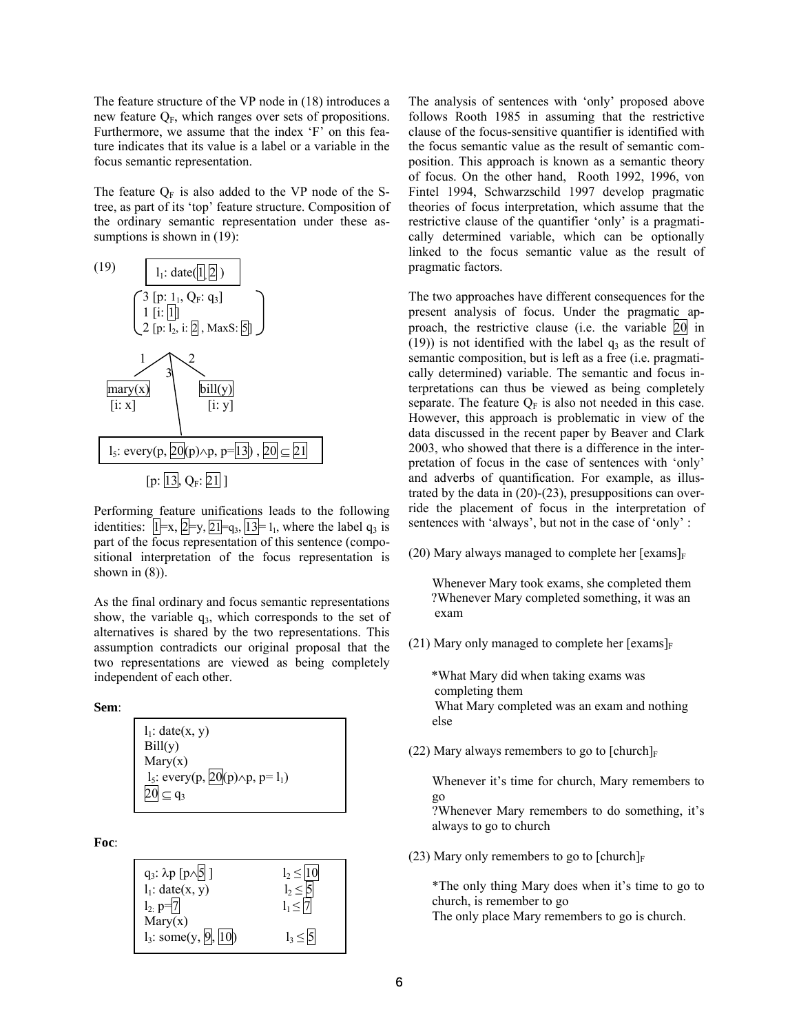The feature structure of the VP node in (18) introduces a new feature $Q_F$, which ranges over sets of propositions. Furthermore, we assume that the index 'F' on this feature indicates that its value is a label or a variable in the focus semantic representation.

The feature $Q_F$ is also added to the VP node of the S-tree, as part of its 'top' feature structure. Composition of the ordinary semantic representation under these assumptions is shown in (19):

(19)

$l_1$: date($\boxed{1}$, $\boxed{2}$ )

3 [p: $l_1$, $Q_F$: $q_3$]
1 [i: $\boxed{1}$]
2 [p: $l_2$, i: $\boxed{2}$ , MaxS: $\boxed{5}$]

mary(x) [i: x] (node 1)

bill(y) [i: y] (node 2)

(node 3)

$l_5$: every(p, $\boxed{20}$(p)∧p, p=$\boxed{13}$) , $\boxed{20} \subseteq \boxed{21}$

[p: $\boxed{13}$, $Q_F$: $\boxed{21}$ ]

Performing feature unifications leads to the following identities: $\boxed{1}$=x, $\boxed{2}$=y, $\boxed{21}$=$q_3$, $\boxed{13}$= $l_1$, where the label $q_3$ is part of the focus representation of this sentence (compositional interpretation of the focus representation is shown in (8)).

As the final ordinary and focus semantic representations show, the variable $q_3$, which corresponds to the set of alternatives is shared by the two representations. This assumption contradicts our original proposal that the two representations are viewed as being completely independent of each other.

**Sem**:

$l_1$: date(x, y)
Bill(y)
Mary(x)
$l_5$: every(p, $\boxed{20}$(p)∧p, p= $l_1$)
$\boxed{20} \subseteq q_3$

**Foc**:

| | |
|---|---|
| $q_3$: λp [p∧$\boxed{5}$ ] | $l_2 \leq \boxed{10}$ |
| $l_1$: date(x, y) | $l_2 \leq \boxed{5}$ |
| $l_2$: p=$\boxed{7}$ | $l_1 \leq \boxed{7}$ |
| Mary(x) | |
| $l_3$: some(y, $\boxed{9}$, $\boxed{10}$) | $l_3 \leq \boxed{5}$ |

The analysis of sentences with 'only' proposed above follows Rooth 1985 in assuming that the restrictive clause of the focus-sensitive quantifier is identified with the focus semantic value as the result of semantic composition. This approach is known as a semantic theory of focus. On the other hand, Rooth 1992, 1996, von Fintel 1994, Schwarzschild 1997 develop pragmatic theories of focus interpretation, which assume that the restrictive clause of the quantifier 'only' is a pragmatically determined variable, which can be optionally linked to the focus semantic value as the result of pragmatic factors.

The two approaches have different consequences for the present analysis of focus. Under the pragmatic approach, the restrictive clause (i.e. the variable $\boxed{20}$ in (19)) is not identified with the label $q_3$ as the result of semantic composition, but is left as a free (i.e. pragmatically determined) variable. The semantic and focus interpretations can thus be viewed as being completely separate. The feature $Q_F$ is also not needed in this case. However, this approach is problematic in view of the data discussed in the recent paper by Beaver and Clark 2003, who showed that there is a difference in the interpretation of focus in the case of sentences with 'only' and adverbs of quantification. For example, as illustrated by the data in (20)-(23), presuppositions can override the placement of focus in the interpretation of sentences with 'always', but not in the case of 'only' :

(20) Mary always managed to complete her $[\text{exams}]_F$

Whenever Mary took exams, she completed them
?Whenever Mary completed something, it was an exam

(21) Mary only managed to complete her $[\text{exams}]_F$

*What Mary did when taking exams was completing them
What Mary completed was an exam and nothing else

(22) Mary always remembers to go to $[\text{church}]_F$

Whenever it's time for church, Mary remembers to go
?Whenever Mary remembers to do something, it's always to go to church

(23) Mary only remembers to go to $[\text{church}]_F$

*The only thing Mary does when it's time to go to church, is remember to go
The only place Mary remembers to go is church.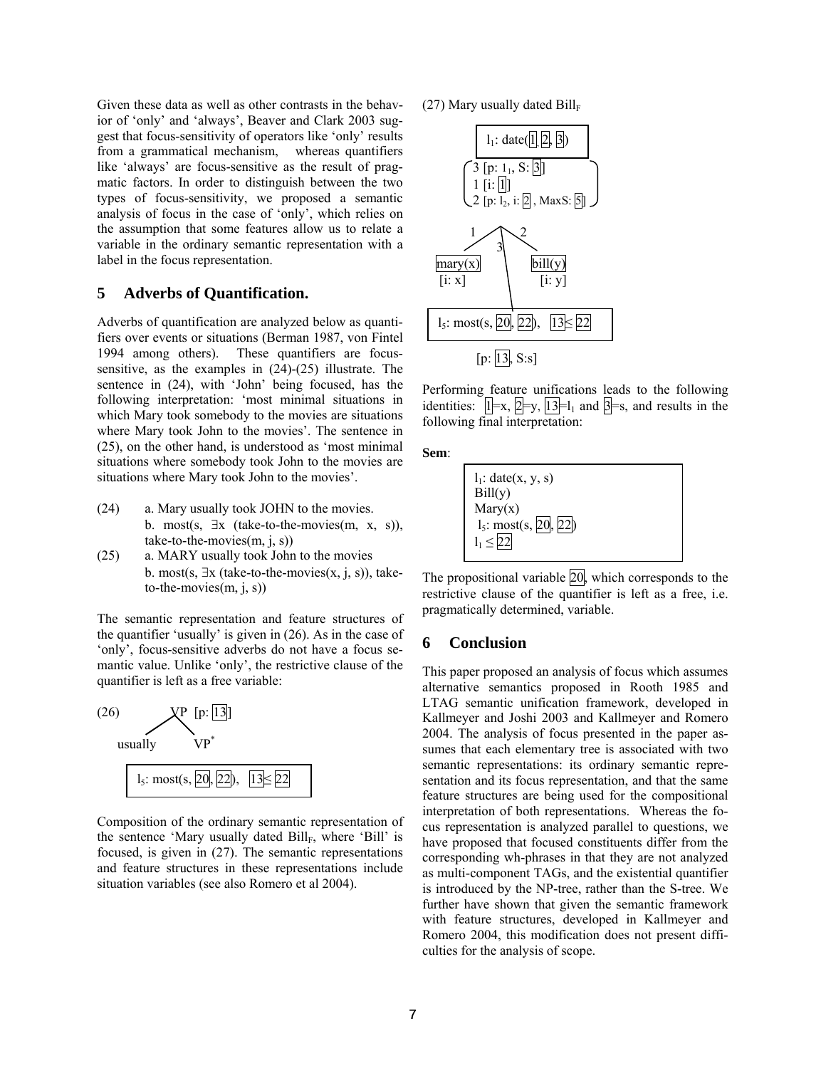Given these data as well as other contrasts in the behavior of 'only' and 'always', Beaver and Clark 2003 suggest that focus-sensitivity of operators like 'only' results from a grammatical mechanism, whereas quantifiers like 'always' are focus-sensitive as the result of pragmatic factors. In order to distinguish between the two types of focus-sensitivity, we proposed a semantic analysis of focus in the case of 'only', which relies on the assumption that some features allow us to relate a variable in the ordinary semantic representation with a label in the focus representation.

## 5 Adverbs of Quantification.

Adverbs of quantification are analyzed below as quantifiers over events or situations (Berman 1987, von Fintel 1994 among others). These quantifiers are focus-sensitive, as the examples in (24)-(25) illustrate. The sentence in (24), with 'John' being focused, has the following interpretation: 'most minimal situations in which Mary took somebody to the movies are situations where Mary took John to the movies'. The sentence in (25), on the other hand, is understood as 'most minimal situations where somebody took John to the movies are situations where Mary took John to the movies'.

(24) a. Mary usually took JOHN to the movies.
 b. most(s, ∃x (take-to-the-movies(m, x, s)), take-to-the-movies(m, j, s))

(25) a. MARY usually took John to the movies
 b. most(s, ∃x (take-to-the-movies(x, j, s)), take-to-the-movies(m, j, s))

The semantic representation and feature structures of the quantifier 'usually' is given in (26). As in the case of 'only', focus-sensitive adverbs do not have a focus semantic value. Unlike 'only', the restrictive clause of the quantifier is left as a free variable:

(26) VP [p: [13]] → usually VP*

$l_5$: most(s, [20], [22]), [13] ≤ [22]

Composition of the ordinary semantic representation of the sentence 'Mary usually dated $\text{Bill}_F$, where 'Bill' is focused, is given in (27). The semantic representations and feature structures in these representations include situation variables (see also Romero et al 2004).

(27) Mary usually dated $\text{Bill}_F$

$l_1$: date([1], [2], [3])
3 [p: $l_1$, S: [3]]
1 [i: [1]]
2 [p: $l_2$, i: [2], MaxS: [5]]

1: mary(x) [i: x]
2: bill(y) [i: y]
3: $l_5$: most(s, [20], [22]), [13] ≤ [22] [p: [13], S:s]

Performing feature unifications leads to the following identities: [1]=x, [2]=y, [13]=$l_1$ and [3]=s, and results in the following final interpretation:

**Sem**:

$l_1$: date(x, y, s)
Bill(y)
Mary(x)
$l_5$: most(s, [20], [22])
$l_1$ ≤ [22]

The propositional variable [20], which corresponds to the restrictive clause of the quantifier is left as a free, i.e. pragmatically determined, variable.

## 6 Conclusion

This paper proposed an analysis of focus which assumes alternative semantics proposed in Rooth 1985 and LTAG semantic unification framework, developed in Kallmeyer and Joshi 2003 and Kallmeyer and Romero 2004. The analysis of focus presented in the paper assumes that each elementary tree is associated with two semantic representations: its ordinary semantic representation and its focus representation, and that the same feature structures are being used for the compositional interpretation of both representations. Whereas the focus representation is analyzed parallel to questions, we have proposed that focused constituents differ from the corresponding wh-phrases in that they are not analyzed as multi-component TAGs, and the existential quantifier is introduced by the NP-tree, rather than the S-tree. We further have shown that given the semantic framework with feature structures, developed in Kallmeyer and Romero 2004, this modification does not present difficulties for the analysis of scope.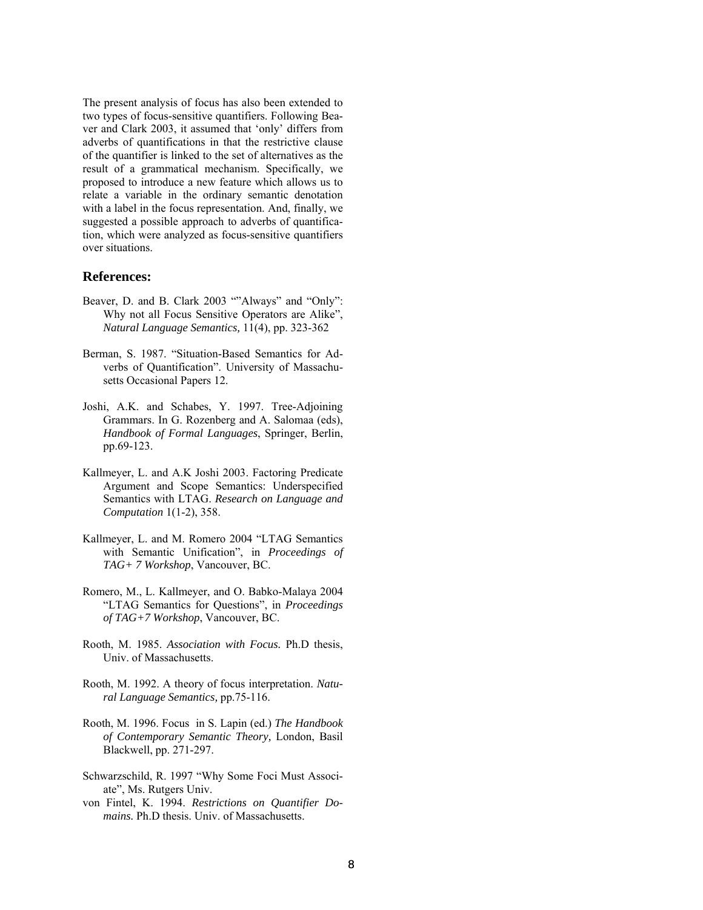The present analysis of focus has also been extended to two types of focus-sensitive quantifiers. Following Beaver and Clark 2003, it assumed that 'only' differs from adverbs of quantifications in that the restrictive clause of the quantifier is linked to the set of alternatives as the result of a grammatical mechanism. Specifically, we proposed to introduce a new feature which allows us to relate a variable in the ordinary semantic denotation with a label in the focus representation. And, finally, we suggested a possible approach to adverbs of quantification, which were analyzed as focus-sensitive quantifiers over situations.

## References:

Beaver, D. and B. Clark 2003 ""Always" and "Only": Why not all Focus Sensitive Operators are Alike", *Natural Language Semantics,* 11(4), pp. 323-362

Berman, S. 1987. "Situation-Based Semantics for Adverbs of Quantification". University of Massachusetts Occasional Papers 12.

Joshi, A.K. and Schabes, Y. 1997. Tree-Adjoining Grammars. In G. Rozenberg and A. Salomaa (eds), *Handbook of Formal Languages*, Springer, Berlin, pp.69-123.

Kallmeyer, L. and A.K Joshi 2003. Factoring Predicate Argument and Scope Semantics: Underspecified Semantics with LTAG. *Research on Language and Computation* 1(1-2), 358.

Kallmeyer, L. and M. Romero 2004 "LTAG Semantics with Semantic Unification", in *Proceedings of TAG+ 7 Workshop*, Vancouver, BC.

Romero, M., L. Kallmeyer, and O. Babko-Malaya 2004 "LTAG Semantics for Questions", in *Proceedings of TAG+7 Workshop*, Vancouver, BC.

Rooth, M. 1985. *Association with Focus.* Ph.D thesis, Univ. of Massachusetts.

Rooth, M. 1992. A theory of focus interpretation. *Natural Language Semantics,* pp.75-116.

Rooth, M. 1996. Focus in S. Lapin (ed.) *The Handbook of Contemporary Semantic Theory,* London, Basil Blackwell, pp. 271-297.

Schwarzschild, R. 1997 "Why Some Foci Must Associate", Ms. Rutgers Univ.

von Fintel, K. 1994. *Restrictions on Quantifier Domains.* Ph.D thesis. Univ. of Massachusetts.